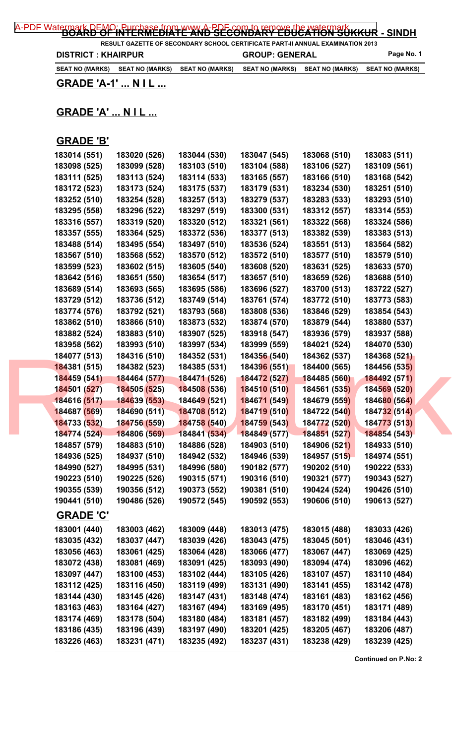# BOARD OF INTERMEDIATE AND SECONDARY EDUCATION SUKKUR - SINDH

**RESULT GAZETTE OF SECONDARY SCHOOL CERTIFICATE PART-II ANNUAL EXAMINATION 2013**

**DISTRICT : KHAIRPUR** **GROUP: GENERAL**

| SEAT NO (MARKS) | SEAT NO (MARKS) | SEAT NO (MARKS) | SEAT NO (MARKS) | SEAT NO (MARKS) | SEAT NO (MARKS) |
|---|---|---|---|---|---|

## GRADE 'A-1' ... N I L ...

## GRADE 'A' ... N I L ...

## GRADE 'B'

| | | | | | |
|---|---|---|---|---|---|
| 183014 (551) | 183020 (526) | 183044 (530) | 183047 (545) | 183068 (510) | 183083 (511) |
| 183098 (525) | 183099 (528) | 183103 (510) | 183104 (588) | 183106 (527) | 183109 (561) |
| 183111 (525) | 183113 (524) | 183114 (533) | 183165 (557) | 183166 (510) | 183168 (542) |
| 183172 (523) | 183173 (524) | 183175 (537) | 183179 (531) | 183234 (530) | 183251 (510) |
| 183252 (510) | 183254 (528) | 183257 (513) | 183279 (537) | 183283 (533) | 183293 (510) |
| 183295 (558) | 183296 (522) | 183297 (519) | 183300 (531) | 183312 (557) | 183314 (553) |
| 183316 (557) | 183319 (520) | 183320 (512) | 183321 (561) | 183322 (568) | 183324 (586) |
| 183357 (555) | 183364 (525) | 183372 (536) | 183377 (513) | 183382 (539) | 183383 (513) |
| 183488 (514) | 183495 (554) | 183497 (510) | 183536 (524) | 183551 (513) | 183564 (582) |
| 183567 (510) | 183568 (552) | 183570 (512) | 183572 (510) | 183577 (510) | 183579 (510) |
| 183599 (523) | 183602 (515) | 183605 (540) | 183608 (520) | 183631 (525) | 183633 (570) |
| 183642 (516) | 183651 (550) | 183654 (517) | 183657 (510) | 183659 (526) | 183688 (510) |
| 183689 (514) | 183693 (565) | 183695 (586) | 183696 (527) | 183700 (513) | 183722 (527) |
| 183729 (512) | 183736 (512) | 183749 (514) | 183761 (574) | 183772 (510) | 183773 (583) |
| 183774 (576) | 183792 (521) | 183793 (568) | 183808 (536) | 183846 (529) | 183854 (543) |
| 183862 (510) | 183866 (510) | 183873 (532) | 183874 (570) | 183879 (544) | 183880 (537) |
| 183882 (524) | 183883 (510) | 183907 (525) | 183918 (547) | 183936 (579) | 183937 (588) |
| 183958 (562) | 183993 (510) | 183997 (534) | 183999 (559) | 184021 (524) | 184070 (530) |
| 184077 (513) | 184316 (510) | 184352 (531) | 184356 (540) | 184362 (537) | 184368 (521) |
| 184381 (515) | 184382 (523) | 184385 (531) | 184396 (551) | 184400 (565) | 184456 (535) |
| 184459 (541) | 184464 (577) | 184471 (526) | 184472 (527) | 184485 (560) | 184492 (571) |
| 184501 (527) | 184505 (525) | 184508 (536) | 184510 (510) | 184561 (535) | 184569 (520) |
| 184616 (517) | 184639 (553) | 184649 (521) | 184671 (549) | 184679 (559) | 184680 (564) |
| 184687 (569) | 184690 (511) | 184708 (512) | 184719 (510) | 184722 (540) | 184732 (514) |
| 184733 (532) | 184756 (559) | 184758 (540) | 184759 (543) | 184772 (520) | 184773 (513) |
| 184774 (524) | 184806 (569) | 184841 (534) | 184849 (577) | 184851 (527) | 184854 (543) |
| 184857 (579) | 184883 (510) | 184886 (528) | 184903 (510) | 184906 (521) | 184933 (510) |
| 184936 (525) | 184937 (510) | 184942 (532) | 184946 (539) | 184957 (515) | 184974 (551) |
| 184990 (527) | 184995 (531) | 184996 (580) | 190182 (577) | 190202 (510) | 190222 (533) |
| 190223 (510) | 190225 (526) | 190315 (571) | 190316 (510) | 190321 (577) | 190343 (527) |
| 190355 (539) | 190356 (512) | 190373 (552) | 190381 (510) | 190424 (524) | 190426 (510) |
| 190441 (510) | 190486 (526) | 190572 (545) | 190592 (553) | 190606 (510) | 190613 (527) |

## GRADE 'C'

| | | | | | |
|---|---|---|---|---|---|
| 183001 (440) | 183003 (462) | 183009 (448) | 183013 (475) | 183015 (488) | 183033 (426) |
| 183035 (432) | 183037 (447) | 183039 (426) | 183043 (475) | 183045 (501) | 183046 (431) |
| 183056 (463) | 183061 (425) | 183064 (428) | 183066 (477) | 183067 (447) | 183069 (425) |
| 183072 (438) | 183081 (469) | 183091 (425) | 183093 (490) | 183094 (474) | 183096 (462) |
| 183097 (447) | 183100 (453) | 183102 (444) | 183105 (426) | 183107 (457) | 183110 (484) |
| 183112 (425) | 183116 (450) | 183119 (499) | 183131 (490) | 183141 (455) | 183142 (478) |
| 183144 (430) | 183145 (426) | 183147 (431) | 183148 (474) | 183161 (483) | 183162 (456) |
| 183163 (463) | 183164 (427) | 183167 (494) | 183169 (495) | 183170 (451) | 183171 (489) |
| 183174 (469) | 183178 (504) | 183180 (484) | 183181 (457) | 183182 (499) | 183184 (443) |
| 183186 (435) | 183196 (439) | 183197 (490) | 183201 (425) | 183205 (467) | 183206 (487) |
| 183226 (463) | 183231 (471) | 183235 (492) | 183237 (431) | 183238 (429) | 183239 (425) |

**Continued on P.No: 2**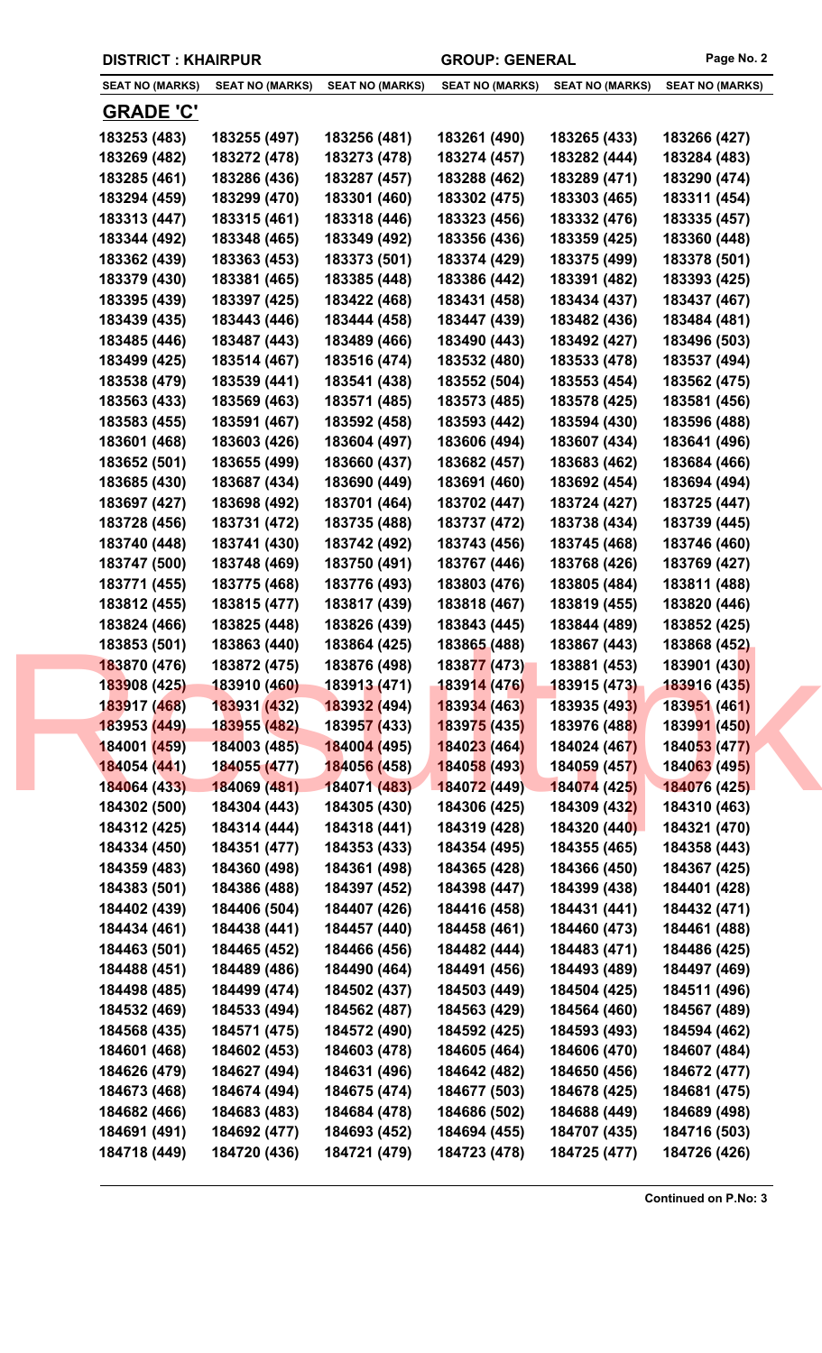**DISTRICT : KHAIRPUR** **GROUP: GENERAL**

| SEAT NO (MARKS) | SEAT NO (MARKS) | SEAT NO (MARKS) | SEAT NO (MARKS) | SEAT NO (MARKS) | SEAT NO (MARKS) |
|---|---|---|---|---|---|

## GRADE 'C'

| | | | | | |
|---|---|---|---|---|---|
| 183253 (483) | 183255 (497) | 183256 (481) | 183261 (490) | 183265 (433) | 183266 (427) |
| 183269 (482) | 183272 (478) | 183273 (478) | 183274 (457) | 183282 (444) | 183284 (483) |
| 183285 (461) | 183286 (436) | 183287 (457) | 183288 (462) | 183289 (471) | 183290 (474) |
| 183294 (459) | 183299 (470) | 183301 (460) | 183302 (475) | 183303 (465) | 183311 (454) |
| 183313 (447) | 183315 (461) | 183318 (446) | 183323 (456) | 183332 (476) | 183335 (457) |
| 183344 (492) | 183348 (465) | 183349 (492) | 183356 (436) | 183359 (425) | 183360 (448) |
| 183362 (439) | 183363 (453) | 183373 (501) | 183374 (429) | 183375 (499) | 183378 (501) |
| 183379 (430) | 183381 (465) | 183385 (448) | 183386 (442) | 183391 (482) | 183393 (425) |
| 183395 (439) | 183397 (425) | 183422 (468) | 183431 (458) | 183434 (437) | 183437 (467) |
| 183439 (435) | 183443 (446) | 183444 (458) | 183447 (439) | 183482 (436) | 183484 (481) |
| 183485 (446) | 183487 (443) | 183489 (466) | 183490 (443) | 183492 (427) | 183496 (503) |
| 183499 (425) | 183514 (467) | 183516 (474) | 183532 (480) | 183533 (478) | 183537 (494) |
| 183538 (479) | 183539 (441) | 183541 (438) | 183552 (504) | 183553 (454) | 183562 (475) |
| 183563 (433) | 183569 (463) | 183571 (485) | 183573 (485) | 183578 (425) | 183581 (456) |
| 183583 (455) | 183591 (467) | 183592 (458) | 183593 (442) | 183594 (430) | 183596 (488) |
| 183601 (468) | 183603 (426) | 183604 (497) | 183606 (494) | 183607 (434) | 183641 (496) |
| 183652 (501) | 183655 (499) | 183660 (437) | 183682 (457) | 183683 (462) | 183684 (466) |
| 183685 (430) | 183687 (434) | 183690 (449) | 183691 (460) | 183692 (454) | 183694 (494) |
| 183697 (427) | 183698 (492) | 183701 (464) | 183702 (447) | 183724 (427) | 183725 (447) |
| 183728 (456) | 183731 (472) | 183735 (488) | 183737 (472) | 183738 (434) | 183739 (445) |
| 183740 (448) | 183741 (430) | 183742 (492) | 183743 (456) | 183745 (468) | 183746 (460) |
| 183747 (500) | 183748 (469) | 183750 (491) | 183767 (446) | 183768 (426) | 183769 (427) |
| 183771 (455) | 183775 (468) | 183776 (493) | 183803 (476) | 183805 (484) | 183811 (488) |
| 183812 (455) | 183815 (477) | 183817 (439) | 183818 (467) | 183819 (455) | 183820 (446) |
| 183824 (466) | 183825 (448) | 183826 (439) | 183843 (445) | 183844 (489) | 183852 (425) |
| 183853 (501) | 183863 (440) | 183864 (425) | 183865 (488) | 183867 (443) | 183868 (452) |
| 183870 (476) | 183872 (475) | 183876 (498) | 183877 (473) | 183881 (453) | 183901 (430) |
| 183908 (425) | 183910 (460) | 183913 (471) | 183914 (476) | 183915 (473) | 183916 (435) |
| 183917 (468) | 183931 (432) | 183932 (494) | 183934 (463) | 183935 (493) | 183951 (461) |
| 183953 (449) | 183955 (482) | 183957 (433) | 183975 (435) | 183976 (488) | 183991 (450) |
| 184001 (459) | 184003 (485) | 184004 (495) | 184023 (464) | 184024 (467) | 184053 (477) |
| 184054 (441) | 184055 (477) | 184056 (458) | 184058 (493) | 184059 (457) | 184063 (495) |
| 184064 (433) | 184069 (481) | 184071 (483) | 184072 (449) | 184074 (425) | 184076 (425) |
| 184302 (500) | 184304 (443) | 184305 (430) | 184306 (425) | 184309 (432) | 184310 (463) |
| 184312 (425) | 184314 (444) | 184318 (441) | 184319 (428) | 184320 (440) | 184321 (470) |
| 184334 (450) | 184351 (477) | 184353 (433) | 184354 (495) | 184355 (465) | 184358 (443) |
| 184359 (483) | 184360 (498) | 184361 (498) | 184365 (428) | 184366 (450) | 184367 (425) |
| 184383 (501) | 184386 (488) | 184397 (452) | 184398 (447) | 184399 (438) | 184401 (428) |
| 184402 (439) | 184406 (504) | 184407 (426) | 184416 (458) | 184431 (441) | 184432 (471) |
| 184434 (461) | 184438 (441) | 184457 (440) | 184458 (461) | 184460 (473) | 184461 (488) |
| 184463 (501) | 184465 (452) | 184466 (456) | 184482 (444) | 184483 (471) | 184486 (425) |
| 184488 (451) | 184489 (486) | 184490 (464) | 184491 (456) | 184493 (489) | 184497 (469) |
| 184498 (485) | 184499 (474) | 184502 (437) | 184503 (449) | 184504 (425) | 184511 (496) |
| 184532 (469) | 184533 (494) | 184562 (487) | 184563 (429) | 184564 (460) | 184567 (489) |
| 184568 (435) | 184571 (475) | 184572 (490) | 184592 (425) | 184593 (493) | 184594 (462) |
| 184601 (468) | 184602 (453) | 184603 (478) | 184605 (464) | 184606 (470) | 184607 (484) |
| 184626 (479) | 184627 (494) | 184631 (496) | 184642 (482) | 184650 (456) | 184672 (477) |
| 184673 (468) | 184674 (494) | 184675 (474) | 184677 (503) | 184678 (425) | 184681 (475) |
| 184682 (466) | 184683 (483) | 184684 (478) | 184686 (502) | 184688 (449) | 184689 (498) |
| 184691 (491) | 184692 (477) | 184693 (452) | 184694 (455) | 184707 (435) | 184716 (503) |
| 184718 (449) | 184720 (436) | 184721 (479) | 184723 (478) | 184725 (477) | 184726 (426) |

**Continued on P.No: 3**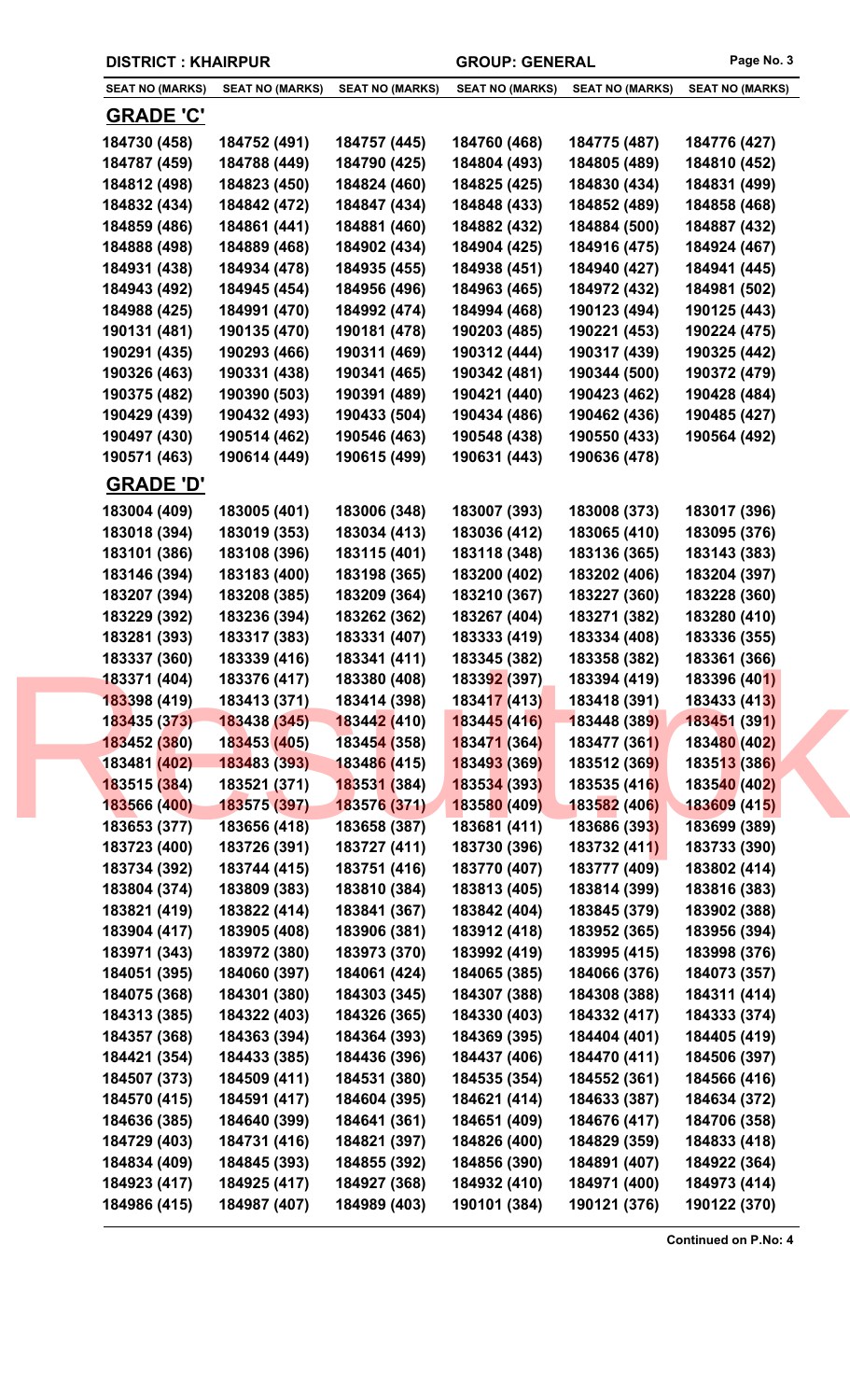**DISTRICT : KHAIRPUR** **GROUP: GENERAL**

| SEAT NO (MARKS) | SEAT NO (MARKS) | SEAT NO (MARKS) | SEAT NO (MARKS) | SEAT NO (MARKS) | SEAT NO (MARKS) |
|---|---|---|---|---|---|

## GRADE 'C'

| | | | | | |
|---|---|---|---|---|---|
| 184730 (458) | 184752 (491) | 184757 (445) | 184760 (468) | 184775 (487) | 184776 (427) |
| 184787 (459) | 184788 (449) | 184790 (425) | 184804 (493) | 184805 (489) | 184810 (452) |
| 184812 (498) | 184823 (450) | 184824 (460) | 184825 (425) | 184830 (434) | 184831 (499) |
| 184832 (434) | 184842 (472) | 184847 (434) | 184848 (433) | 184852 (489) | 184858 (468) |
| 184859 (486) | 184861 (441) | 184881 (460) | 184882 (432) | 184884 (500) | 184887 (432) |
| 184888 (498) | 184889 (468) | 184902 (434) | 184904 (425) | 184916 (475) | 184924 (467) |
| 184931 (438) | 184934 (478) | 184935 (455) | 184938 (451) | 184940 (427) | 184941 (445) |
| 184943 (492) | 184945 (454) | 184956 (496) | 184963 (465) | 184972 (432) | 184981 (502) |
| 184988 (425) | 184991 (470) | 184992 (474) | 184994 (468) | 190123 (494) | 190125 (443) |
| 190131 (481) | 190135 (470) | 190181 (478) | 190203 (485) | 190221 (453) | 190224 (475) |
| 190291 (435) | 190293 (466) | 190311 (469) | 190312 (444) | 190317 (439) | 190325 (442) |
| 190326 (463) | 190331 (438) | 190341 (465) | 190342 (481) | 190344 (500) | 190372 (479) |
| 190375 (482) | 190390 (503) | 190391 (489) | 190421 (440) | 190423 (462) | 190428 (484) |
| 190429 (439) | 190432 (493) | 190433 (504) | 190434 (486) | 190462 (436) | 190485 (427) |
| 190497 (430) | 190514 (462) | 190546 (463) | 190548 (438) | 190550 (433) | 190564 (492) |
| 190571 (463) | 190614 (449) | 190615 (499) | 190631 (443) | 190636 (478) | |

## GRADE 'D'

| | | | | | |
|---|---|---|---|---|---|
| 183004 (409) | 183005 (401) | 183006 (348) | 183007 (393) | 183008 (373) | 183017 (396) |
| 183018 (394) | 183019 (353) | 183034 (413) | 183036 (412) | 183065 (410) | 183095 (376) |
| 183101 (386) | 183108 (396) | 183115 (401) | 183118 (348) | 183136 (365) | 183143 (383) |
| 183146 (394) | 183183 (400) | 183198 (365) | 183200 (402) | 183202 (406) | 183204 (397) |
| 183207 (394) | 183208 (385) | 183209 (364) | 183210 (367) | 183227 (360) | 183228 (360) |
| 183229 (392) | 183236 (394) | 183262 (362) | 183267 (404) | 183271 (382) | 183280 (410) |
| 183281 (393) | 183317 (383) | 183331 (407) | 183333 (419) | 183334 (408) | 183336 (355) |
| 183337 (360) | 183339 (416) | 183341 (411) | 183345 (382) | 183358 (382) | 183361 (366) |
| 183371 (404) | 183376 (417) | 183380 (408) | 183392 (397) | 183394 (419) | 183396 (401) |
| 183398 (419) | 183413 (371) | 183414 (398) | 183417 (413) | 183418 (391) | 183433 (413) |
| 183435 (373) | 183438 (345) | 183442 (410) | 183445 (416) | 183448 (389) | 183451 (391) |
| 183452 (380) | 183453 (405) | 183454 (358) | 183471 (364) | 183477 (361) | 183480 (402) |
| 183481 (402) | 183483 (393) | 183486 (415) | 183493 (369) | 183512 (369) | 183513 (386) |
| 183515 (384) | 183521 (371) | 183531 (384) | 183534 (393) | 183535 (416) | 183540 (402) |
| 183566 (400) | 183575 (397) | 183576 (371) | 183580 (409) | 183582 (406) | 183609 (415) |
| 183653 (377) | 183656 (418) | 183658 (387) | 183681 (411) | 183686 (393) | 183699 (389) |
| 183723 (400) | 183726 (391) | 183727 (411) | 183730 (396) | 183732 (411) | 183733 (390) |
| 183734 (392) | 183744 (415) | 183751 (416) | 183770 (407) | 183777 (409) | 183802 (414) |
| 183804 (374) | 183809 (383) | 183810 (384) | 183813 (405) | 183814 (399) | 183816 (383) |
| 183821 (419) | 183822 (414) | 183841 (367) | 183842 (404) | 183845 (379) | 183902 (388) |
| 183904 (417) | 183905 (408) | 183906 (381) | 183912 (418) | 183952 (365) | 183956 (394) |
| 183971 (343) | 183972 (380) | 183973 (370) | 183992 (419) | 183995 (415) | 183998 (376) |
| 184051 (395) | 184060 (397) | 184061 (424) | 184065 (385) | 184066 (376) | 184073 (357) |
| 184075 (368) | 184301 (380) | 184303 (345) | 184307 (388) | 184308 (388) | 184311 (414) |
| 184313 (385) | 184322 (403) | 184326 (365) | 184330 (403) | 184332 (417) | 184333 (374) |
| 184357 (368) | 184363 (394) | 184364 (393) | 184369 (395) | 184404 (401) | 184405 (419) |
| 184421 (354) | 184433 (385) | 184436 (396) | 184437 (406) | 184470 (411) | 184506 (397) |
| 184507 (373) | 184509 (411) | 184531 (380) | 184535 (354) | 184552 (361) | 184566 (416) |
| 184570 (415) | 184591 (417) | 184604 (395) | 184621 (414) | 184633 (387) | 184634 (372) |
| 184636 (385) | 184640 (399) | 184641 (361) | 184651 (409) | 184676 (417) | 184706 (358) |
| 184729 (403) | 184731 (416) | 184821 (397) | 184826 (400) | 184829 (359) | 184833 (418) |
| 184834 (409) | 184845 (393) | 184855 (392) | 184856 (390) | 184891 (407) | 184922 (364) |
| 184923 (417) | 184925 (417) | 184927 (368) | 184932 (410) | 184971 (400) | 184973 (414) |
| 184986 (415) | 184987 (407) | 184989 (403) | 190101 (384) | 190121 (376) | 190122 (370) |

**Continued on P.No: 4**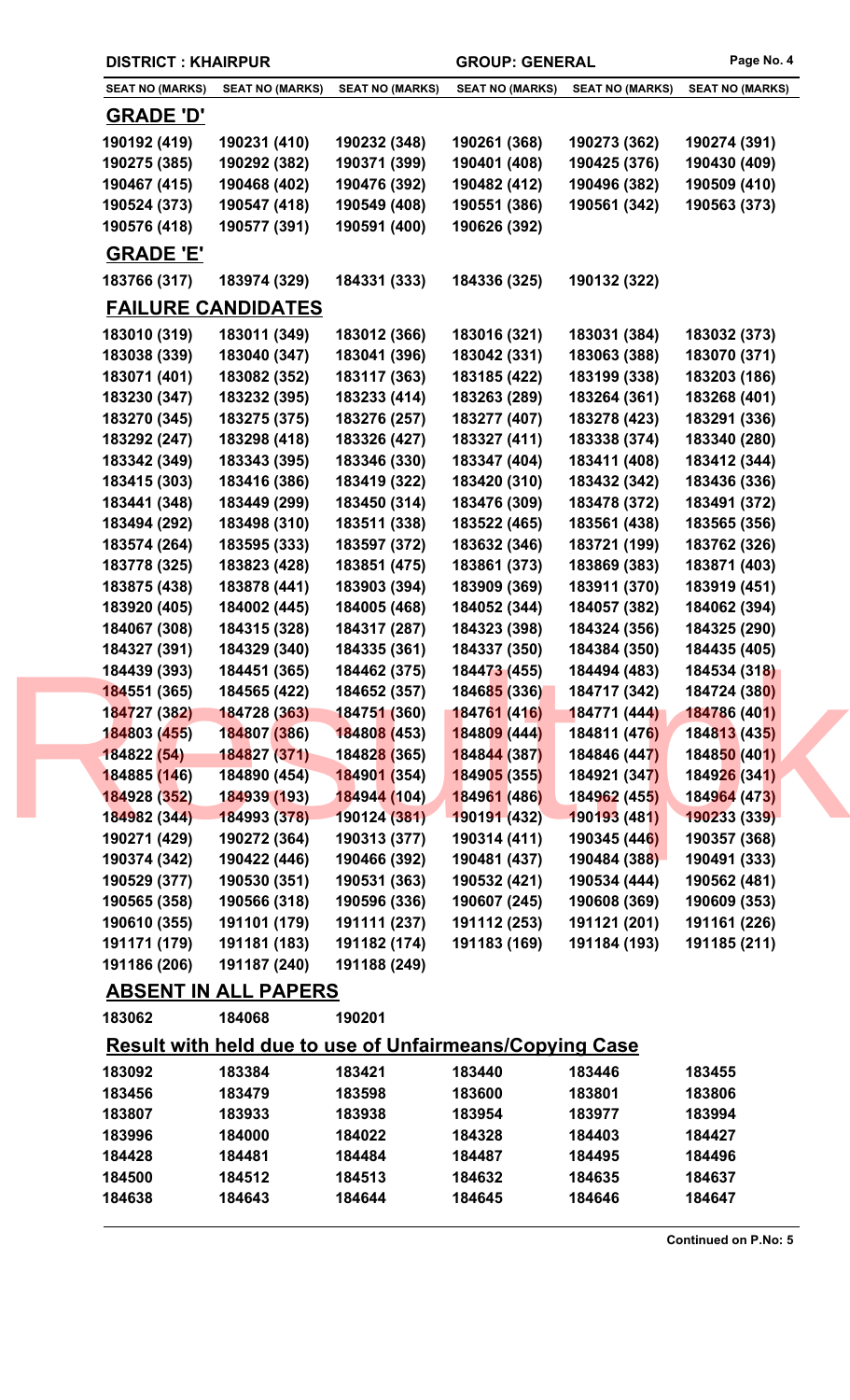**DISTRICT : KHAIRPUR** | **GROUP: GENERAL**

| SEAT NO (MARKS) | SEAT NO (MARKS) | SEAT NO (MARKS) | SEAT NO (MARKS) | SEAT NO (MARKS) | SEAT NO (MARKS) |
|---|---|---|---|---|---|

## GRADE 'D'

| | | | | | |
|---|---|---|---|---|---|
| 190192 (419) | 190231 (410) | 190232 (348) | 190261 (368) | 190273 (362) | 190274 (391) |
| 190275 (385) | 190292 (382) | 190371 (399) | 190401 (408) | 190425 (376) | 190430 (409) |
| 190467 (415) | 190468 (402) | 190476 (392) | 190482 (412) | 190496 (382) | 190509 (410) |
| 190524 (373) | 190547 (418) | 190549 (408) | 190551 (386) | 190561 (342) | 190563 (373) |
| 190576 (418) | 190577 (391) | 190591 (400) | 190626 (392) | | |

## GRADE 'E'

| | | | | |
|---|---|---|---|---|
| 183766 (317) | 183974 (329) | 184331 (333) | 184336 (325) | 190132 (322) |

## FAILURE CANDIDATES

| | | | | | |
|---|---|---|---|---|---|
| 183010 (319) | 183011 (349) | 183012 (366) | 183016 (321) | 183031 (384) | 183032 (373) |
| 183038 (339) | 183040 (347) | 183041 (396) | 183042 (331) | 183063 (388) | 183070 (371) |
| 183071 (401) | 183082 (352) | 183117 (363) | 183185 (422) | 183199 (338) | 183203 (186) |
| 183230 (347) | 183232 (395) | 183233 (414) | 183263 (289) | 183264 (361) | 183268 (401) |
| 183270 (345) | 183275 (375) | 183276 (257) | 183277 (407) | 183278 (423) | 183291 (336) |
| 183292 (247) | 183298 (418) | 183326 (427) | 183327 (411) | 183338 (374) | 183340 (280) |
| 183342 (349) | 183343 (395) | 183346 (330) | 183347 (404) | 183411 (408) | 183412 (344) |
| 183415 (303) | 183416 (386) | 183419 (322) | 183420 (310) | 183432 (342) | 183436 (336) |
| 183441 (348) | 183449 (299) | 183450 (314) | 183476 (309) | 183478 (372) | 183491 (372) |
| 183494 (292) | 183498 (310) | 183511 (338) | 183522 (465) | 183561 (438) | 183565 (356) |
| 183574 (264) | 183595 (333) | 183597 (372) | 183632 (346) | 183721 (199) | 183762 (326) |
| 183778 (325) | 183823 (428) | 183851 (475) | 183861 (373) | 183869 (383) | 183871 (403) |
| 183875 (438) | 183878 (441) | 183903 (394) | 183909 (369) | 183911 (370) | 183919 (451) |
| 183920 (405) | 184002 (445) | 184005 (468) | 184052 (344) | 184057 (382) | 184062 (394) |
| 184067 (308) | 184315 (328) | 184317 (287) | 184323 (398) | 184324 (356) | 184325 (290) |
| 184327 (391) | 184329 (340) | 184335 (361) | 184337 (350) | 184384 (350) | 184435 (405) |
| 184439 (393) | 184451 (365) | 184462 (375) | 184473 (455) | 184494 (483) | 184534 (318) |
| 184551 (365) | 184565 (422) | 184652 (357) | 184685 (336) | 184717 (342) | 184724 (380) |
| 184727 (382) | 184728 (363) | 184751 (360) | 184761 (416) | 184771 (444) | 184786 (401) |
| 184803 (455) | 184807 (386) | 184808 (453) | 184809 (444) | 184811 (476) | 184813 (435) |
| 184822 (54) | 184827 (371) | 184828 (365) | 184844 (387) | 184846 (447) | 184850 (401) |
| 184885 (146) | 184890 (454) | 184901 (354) | 184905 (355) | 184921 (347) | 184926 (341) |
| 184928 (352) | 184939 (193) | 184944 (104) | 184961 (486) | 184962 (455) | 184964 (473) |
| 184982 (344) | 184993 (378) | 190124 (381) | 190191 (432) | 190193 (481) | 190233 (339) |
| 190271 (429) | 190272 (364) | 190313 (377) | 190314 (411) | 190345 (446) | 190357 (368) |
| 190374 (342) | 190422 (446) | 190466 (392) | 190481 (437) | 190484 (388) | 190491 (333) |
| 190529 (377) | 190530 (351) | 190531 (363) | 190532 (421) | 190534 (444) | 190562 (481) |
| 190565 (358) | 190566 (318) | 190596 (336) | 190607 (245) | 190608 (369) | 190609 (353) |
| 190610 (355) | 191101 (179) | 191111 (237) | 191112 (253) | 191121 (201) | 191161 (226) |
| 191171 (179) | 191181 (183) | 191182 (174) | 191183 (169) | 191184 (193) | 191185 (211) |
| 191186 (206) | 191187 (240) | 191188 (249) | | | |

## ABSENT IN ALL PAPERS

| | | |
|---|---|---|
| 183062 | 184068 | 190201 |

## Result with held due to use of Unfairmeans/Copying Case

| | | | | | |
|---|---|---|---|---|---|
| 183092 | 183384 | 183421 | 183440 | 183446 | 183455 |
| 183456 | 183479 | 183598 | 183600 | 183801 | 183806 |
| 183807 | 183933 | 183938 | 183954 | 183977 | 183994 |
| 183996 | 184000 | 184022 | 184328 | 184403 | 184427 |
| 184428 | 184481 | 184484 | 184487 | 184495 | 184496 |
| 184500 | 184512 | 184513 | 184632 | 184635 | 184637 |
| 184638 | 184643 | 184644 | 184645 | 184646 | 184647 |

**Continued on P.No: 5**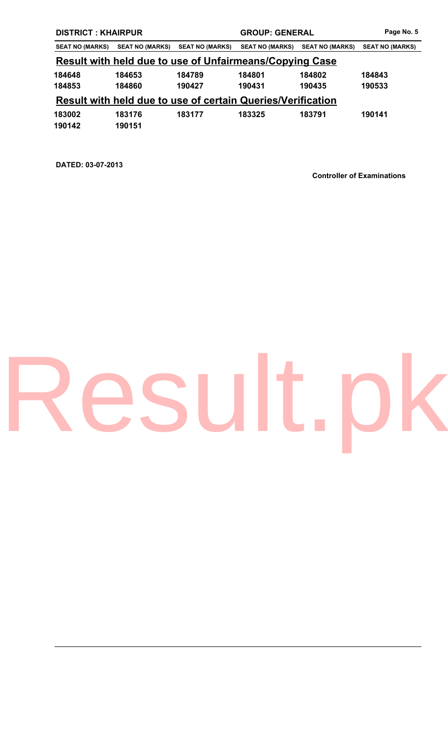**DISTRICT : KHAIRPUR** **GROUP: GENERAL**

| SEAT NO (MARKS) | SEAT NO (MARKS) | SEAT NO (MARKS) | SEAT NO (MARKS) | SEAT NO (MARKS) | SEAT NO (MARKS) |
|---|---|---|---|---|---|

## Result with held due to use of Unfairmeans/Copying Case

| | | | | | |
|---|---|---|---|---|---|
| 184648 | 184653 | 184789 | 184801 | 184802 | 184843 |
| 184853 | 184860 | 190427 | 190431 | 190435 | 190533 |

## Result with held due to use of certain Queries/Verification

| | | | | | |
|---|---|---|---|---|---|
| 183002 | 183176 | 183177 | 183325 | 183791 | 190141 |
| 190142 | 190151 | | | | |

**DATED: 03-07-2013**

**Controller of Examinations**